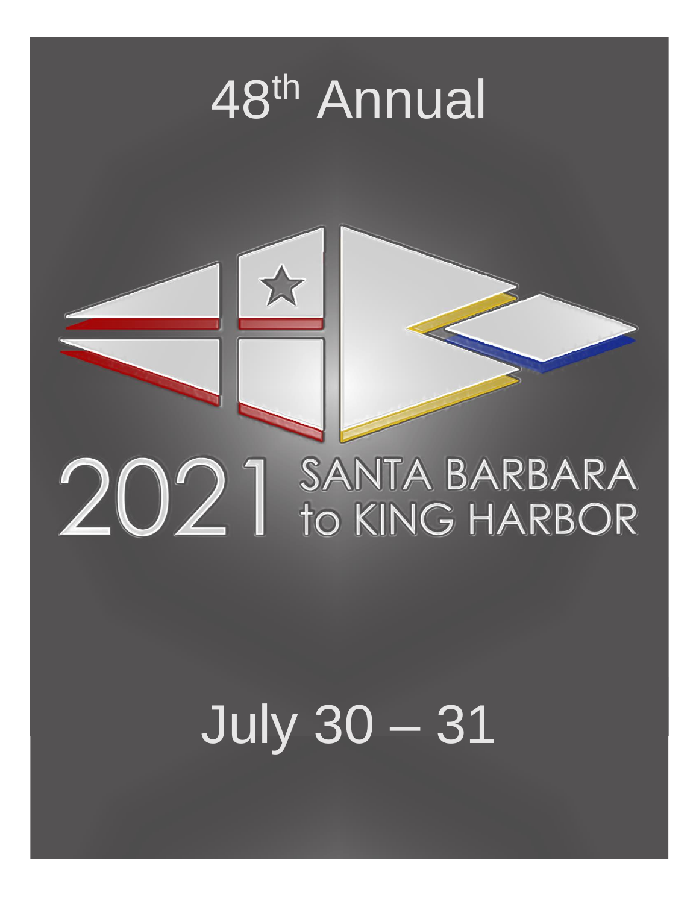# 48th Annual

2021 SANTA BARBARA to KING HARBOR

July 30 – 31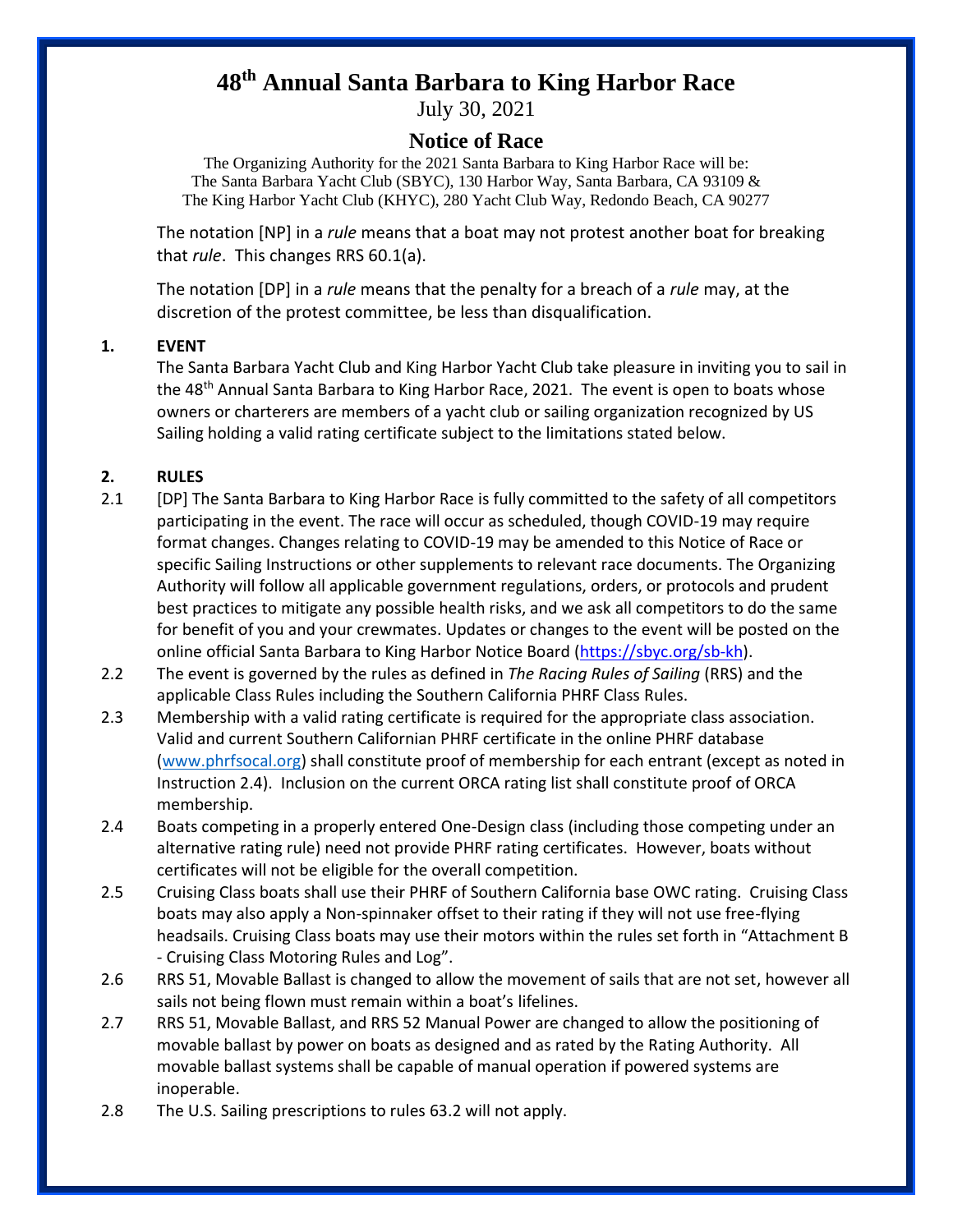# 48th Annual Santa Barbara to King Harbor Race

July 30, 2021

## Notice of Race

The Organizing Authority for the 2021 Santa Barbara to King Harbor Race will be:
The Santa Barbara Yacht Club (SBYC), 130 Harbor Way, Santa Barbara, CA 93109 &
The King Harbor Yacht Club (KHYC), 280 Yacht Club Way, Redondo Beach, CA 90277

The notation [NP] in a *rule* means that a boat may not protest another boat for breaking that *rule*. This changes RRS 60.1(a).

The notation [DP] in a *rule* means that the penalty for a breach of a *rule* may, at the discretion of the protest committee, be less than disqualification.

### 1. EVENT

The Santa Barbara Yacht Club and King Harbor Yacht Club take pleasure in inviting you to sail in the 48th Annual Santa Barbara to King Harbor Race, 2021. The event is open to boats whose owners or charterers are members of a yacht club or sailing organization recognized by US Sailing holding a valid rating certificate subject to the limitations stated below.

### 2. RULES

2.1 [DP] The Santa Barbara to King Harbor Race is fully committed to the safety of all competitors participating in the event. The race will occur as scheduled, though COVID-19 may require format changes. Changes relating to COVID-19 may be amended to this Notice of Race or specific Sailing Instructions or other supplements to relevant race documents. The Organizing Authority will follow all applicable government regulations, orders, or protocols and prudent best practices to mitigate any possible health risks, and we ask all competitors to do the same for benefit of you and your crewmates. Updates or changes to the event will be posted on the online official Santa Barbara to King Harbor Notice Board (https://sbyc.org/sb-kh).

2.2 The event is governed by the rules as defined in *The Racing Rules of Sailing* (RRS) and the applicable Class Rules including the Southern California PHRF Class Rules.

2.3 Membership with a valid rating certificate is required for the appropriate class association. Valid and current Southern Californian PHRF certificate in the online PHRF database (www.phrfsocal.org) shall constitute proof of membership for each entrant (except as noted in Instruction 2.4). Inclusion on the current ORCA rating list shall constitute proof of ORCA membership.

2.4 Boats competing in a properly entered One-Design class (including those competing under an alternative rating rule) need not provide PHRF rating certificates. However, boats without certificates will not be eligible for the overall competition.

2.5 Cruising Class boats shall use their PHRF of Southern California base OWC rating. Cruising Class boats may also apply a Non-spinnaker offset to their rating if they will not use free-flying headsails. Cruising Class boats may use their motors within the rules set forth in "Attachment B - Cruising Class Motoring Rules and Log".

2.6 RRS 51, Movable Ballast is changed to allow the movement of sails that are not set, however all sails not being flown must remain within a boat's lifelines.

2.7 RRS 51, Movable Ballast, and RRS 52 Manual Power are changed to allow the positioning of movable ballast by power on boats as designed and as rated by the Rating Authority. All movable ballast systems shall be capable of manual operation if powered systems are inoperable.

2.8 The U.S. Sailing prescriptions to rules 63.2 will not apply.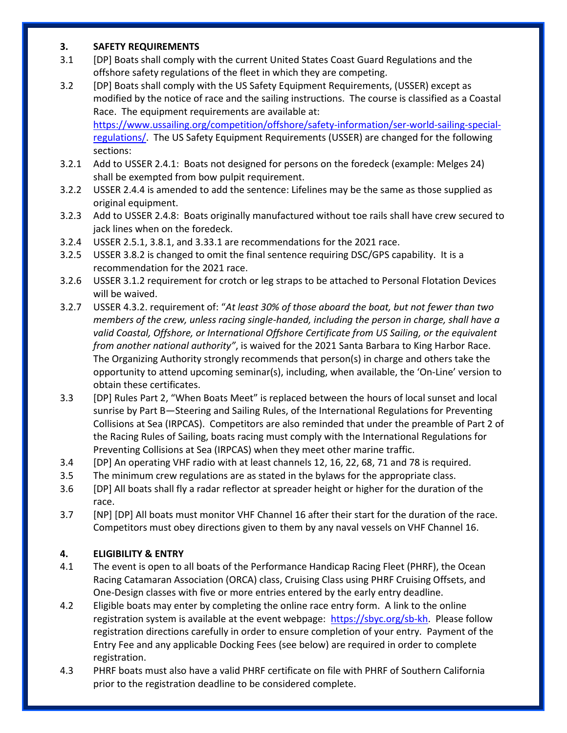## 3. SAFETY REQUIREMENTS

3.1 [DP] Boats shall comply with the current United States Coast Guard Regulations and the offshore safety regulations of the fleet in which they are competing.

3.2 [DP] Boats shall comply with the US Safety Equipment Requirements, (USSER) except as modified by the notice of race and the sailing instructions. The course is classified as a Coastal Race. The equipment requirements are available at: [https://www.ussailing.org/competition/offshore/safety-information/ser-world-sailing-special-regulations/](https://www.ussailing.org/competition/offshore/safety-information/ser-world-sailing-special-regulations/). The US Safety Equipment Requirements (USSER) are changed for the following sections:

3.2.1 Add to USSER 2.4.1: Boats not designed for persons on the foredeck (example: Melges 24) shall be exempted from bow pulpit requirement.

3.2.2 USSER 2.4.4 is amended to add the sentence: Lifelines may be the same as those supplied as original equipment.

3.2.3 Add to USSER 2.4.8: Boats originally manufactured without toe rails shall have crew secured to jack lines when on the foredeck.

3.2.4 USSER 2.5.1, 3.8.1, and 3.33.1 are recommendations for the 2021 race.

3.2.5 USSER 3.8.2 is changed to omit the final sentence requiring DSC/GPS capability. It is a recommendation for the 2021 race.

3.2.6 USSER 3.1.2 requirement for crotch or leg straps to be attached to Personal Flotation Devices will be waived.

3.2.7 USSER 4.3.2. requirement of: "*At least 30% of those aboard the boat, but not fewer than two members of the crew, unless racing single-handed, including the person in charge, shall have a valid Coastal, Offshore, or International Offshore Certificate from US Sailing, or the equivalent from another national authority"*, is waived for the 2021 Santa Barbara to King Harbor Race. The Organizing Authority strongly recommends that person(s) in charge and others take the opportunity to attend upcoming seminar(s), including, when available, the 'On-Line' version to obtain these certificates.

3.3 [DP] Rules Part 2, "When Boats Meet" is replaced between the hours of local sunset and local sunrise by Part B—Steering and Sailing Rules, of the International Regulations for Preventing Collisions at Sea (IRPCAS). Competitors are also reminded that under the preamble of Part 2 of the Racing Rules of Sailing, boats racing must comply with the International Regulations for Preventing Collisions at Sea (IRPCAS) when they meet other marine traffic.

3.4 [DP] An operating VHF radio with at least channels 12, 16, 22, 68, 71 and 78 is required.

3.5 The minimum crew regulations are as stated in the bylaws for the appropriate class.

3.6 [DP] All boats shall fly a radar reflector at spreader height or higher for the duration of the race.

3.7 [NP] [DP] All boats must monitor VHF Channel 16 after their start for the duration of the race. Competitors must obey directions given to them by any naval vessels on VHF Channel 16.

## 4. ELIGIBILITY & ENTRY

4.1 The event is open to all boats of the Performance Handicap Racing Fleet (PHRF), the Ocean Racing Catamaran Association (ORCA) class, Cruising Class using PHRF Cruising Offsets, and One-Design classes with five or more entries entered by the early entry deadline.

4.2 Eligible boats may enter by completing the online race entry form. A link to the online registration system is available at the event webpage: [https://sbyc.org/sb-kh](https://sbyc.org/sb-kh). Please follow registration directions carefully in order to ensure completion of your entry. Payment of the Entry Fee and any applicable Docking Fees (see below) are required in order to complete registration.

4.3 PHRF boats must also have a valid PHRF certificate on file with PHRF of Southern California prior to the registration deadline to be considered complete.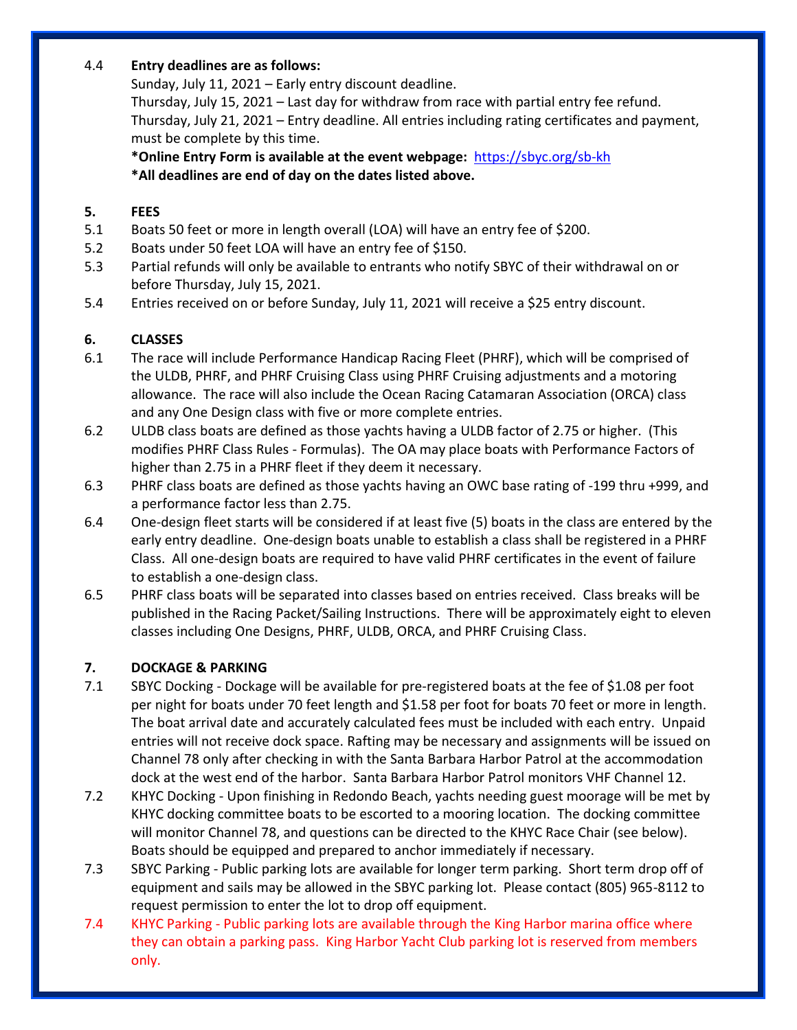4.4 **Entry deadlines are as follows:**

Sunday, July 11, 2021 – Early entry discount deadline.
Thursday, July 15, 2021 – Last day for withdraw from race with partial entry fee refund.
Thursday, July 21, 2021 – Entry deadline. All entries including rating certificates and payment, must be complete by this time.

**\*Online Entry Form is available at the event webpage:** https://sbyc.org/sb-kh
**\*All deadlines are end of day on the dates listed above.**

## 5. FEES

5.1 Boats 50 feet or more in length overall (LOA) will have an entry fee of $200.

5.2 Boats under 50 feet LOA will have an entry fee of $150.

5.3 Partial refunds will only be available to entrants who notify SBYC of their withdrawal on or before Thursday, July 15, 2021.

5.4 Entries received on or before Sunday, July 11, 2021 will receive a $25 entry discount.

## 6. CLASSES

6.1 The race will include Performance Handicap Racing Fleet (PHRF), which will be comprised of the ULDB, PHRF, and PHRF Cruising Class using PHRF Cruising adjustments and a motoring allowance. The race will also include the Ocean Racing Catamaran Association (ORCA) class and any One Design class with five or more complete entries.

6.2 ULDB class boats are defined as those yachts having a ULDB factor of 2.75 or higher. (This modifies PHRF Class Rules - Formulas). The OA may place boats with Performance Factors of higher than 2.75 in a PHRF fleet if they deem it necessary.

6.3 PHRF class boats are defined as those yachts having an OWC base rating of -199 thru +999, and a performance factor less than 2.75.

6.4 One-design fleet starts will be considered if at least five (5) boats in the class are entered by the early entry deadline. One-design boats unable to establish a class shall be registered in a PHRF Class. All one-design boats are required to have valid PHRF certificates in the event of failure to establish a one-design class.

6.5 PHRF class boats will be separated into classes based on entries received. Class breaks will be published in the Racing Packet/Sailing Instructions. There will be approximately eight to eleven classes including One Designs, PHRF, ULDB, ORCA, and PHRF Cruising Class.

## 7. DOCKAGE & PARKING

7.1 SBYC Docking - Dockage will be available for pre-registered boats at the fee of $1.08 per foot per night for boats under 70 feet length and $1.58 per foot for boats 70 feet or more in length. The boat arrival date and accurately calculated fees must be included with each entry. Unpaid entries will not receive dock space. Rafting may be necessary and assignments will be issued on Channel 78 only after checking in with the Santa Barbara Harbor Patrol at the accommodation dock at the west end of the harbor. Santa Barbara Harbor Patrol monitors VHF Channel 12.

7.2 KHYC Docking - Upon finishing in Redondo Beach, yachts needing guest moorage will be met by KHYC docking committee boats to be escorted to a mooring location. The docking committee will monitor Channel 78, and questions can be directed to the KHYC Race Chair (see below). Boats should be equipped and prepared to anchor immediately if necessary.

7.3 SBYC Parking - Public parking lots are available for longer term parking. Short term drop off of equipment and sails may be allowed in the SBYC parking lot. Please contact (805) 965-8112 to request permission to enter the lot to drop off equipment.

7.4 KHYC Parking - Public parking lots are available through the King Harbor marina office where they can obtain a parking pass. King Harbor Yacht Club parking lot is reserved from members only.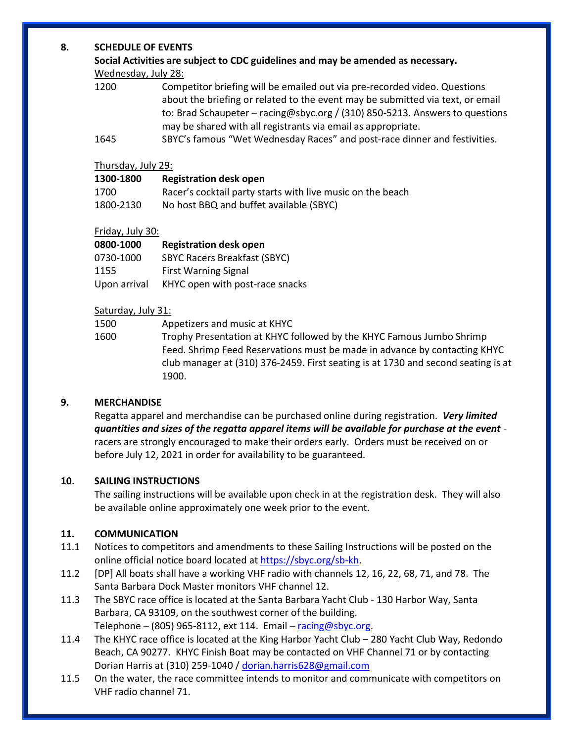## 8. SCHEDULE OF EVENTS

**Social Activities are subject to CDC guidelines and may be amended as necessary.**

Wednesday, July 28:

| | |
|---|---|
| 1200 | Competitor briefing will be emailed out via pre-recorded video. Questions about the briefing or related to the event may be submitted via text, or email to: Brad Schaupeter – racing@sbyc.org / (310) 850-5213. Answers to questions may be shared with all registrants via email as appropriate. |
| 1645 | SBYC's famous "Wet Wednesday Races" and post-race dinner and festivities. |

Thursday, July 29:

| | |
|---|---|
| **1300-1800** | **Registration desk open** |
| 1700 | Racer's cocktail party starts with live music on the beach |
| 1800-2130 | No host BBQ and buffet available (SBYC) |

Friday, July 30:

| | |
|---|---|
| **0800-1000** | **Registration desk open** |
| 0730-1000 | SBYC Racers Breakfast (SBYC) |
| 1155 | First Warning Signal |
| Upon arrival | KHYC open with post-race snacks |

Saturday, July 31:

| | |
|---|---|
| 1500 | Appetizers and music at KHYC |
| 1600 | Trophy Presentation at KHYC followed by the KHYC Famous Jumbo Shrimp Feed. Shrimp Feed Reservations must be made in advance by contacting KHYC club manager at (310) 376-2459. First seating is at 1730 and second seating is at 1900. |

## 9. MERCHANDISE

Regatta apparel and merchandise can be purchased online during registration. ***Very limited quantities and sizes of the regatta apparel items will be available for purchase at the event*** - racers are strongly encouraged to make their orders early. Orders must be received on or before July 12, 2021 in order for availability to be guaranteed.

## 10. SAILING INSTRUCTIONS

The sailing instructions will be available upon check in at the registration desk. They will also be available online approximately one week prior to the event.

## 11. COMMUNICATION

11.1 Notices to competitors and amendments to these Sailing Instructions will be posted on the online official notice board located at https://sbyc.org/sb-kh.

11.2 [DP] All boats shall have a working VHF radio with channels 12, 16, 22, 68, 71, and 78. The Santa Barbara Dock Master monitors VHF channel 12.

11.3 The SBYC race office is located at the Santa Barbara Yacht Club - 130 Harbor Way, Santa Barbara, CA 93109, on the southwest corner of the building.
Telephone – (805) 965-8112, ext 114. Email – racing@sbyc.org.

11.4 The KHYC race office is located at the King Harbor Yacht Club – 280 Yacht Club Way, Redondo Beach, CA 90277. KHYC Finish Boat may be contacted on VHF Channel 71 or by contacting Dorian Harris at (310) 259-1040 / dorian.harris628@gmail.com

11.5 On the water, the race committee intends to monitor and communicate with competitors on VHF radio channel 71.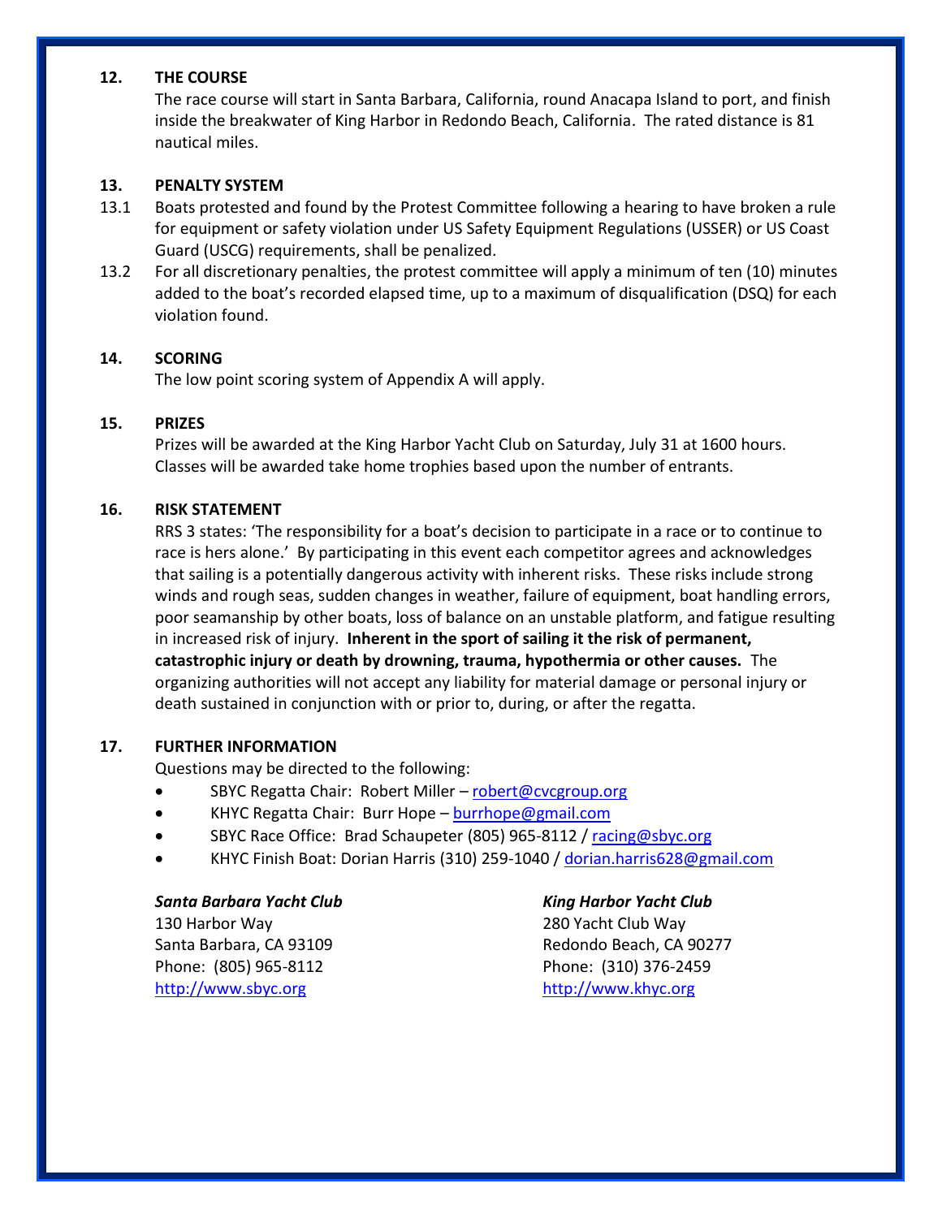## 12. THE COURSE

The race course will start in Santa Barbara, California, round Anacapa Island to port, and finish inside the breakwater of King Harbor in Redondo Beach, California. The rated distance is 81 nautical miles.

## 13. PENALTY SYSTEM

13.1 Boats protested and found by the Protest Committee following a hearing to have broken a rule for equipment or safety violation under US Safety Equipment Regulations (USSER) or US Coast Guard (USCG) requirements, shall be penalized.

13.2 For all discretionary penalties, the protest committee will apply a minimum of ten (10) minutes added to the boat's recorded elapsed time, up to a maximum of disqualification (DSQ) for each violation found.

## 14. SCORING

The low point scoring system of Appendix A will apply.

## 15. PRIZES

Prizes will be awarded at the King Harbor Yacht Club on Saturday, July 31 at 1600 hours. Classes will be awarded take home trophies based upon the number of entrants.

## 16. RISK STATEMENT

RRS 3 states: 'The responsibility for a boat's decision to participate in a race or to continue to race is hers alone.' By participating in this event each competitor agrees and acknowledges that sailing is a potentially dangerous activity with inherent risks. These risks include strong winds and rough seas, sudden changes in weather, failure of equipment, boat handling errors, poor seamanship by other boats, loss of balance on an unstable platform, and fatigue resulting in increased risk of injury. **Inherent in the sport of sailing it the risk of permanent, catastrophic injury or death by drowning, trauma, hypothermia or other causes.** The organizing authorities will not accept any liability for material damage or personal injury or death sustained in conjunction with or prior to, during, or after the regatta.

## 17. FURTHER INFORMATION

Questions may be directed to the following:

- SBYC Regatta Chair: Robert Miller – robert@cvcgroup.org
- KHYC Regatta Chair: Burr Hope – burrhope@gmail.com
- SBYC Race Office: Brad Schaupeter (805) 965-8112 / racing@sbyc.org
- KHYC Finish Boat: Dorian Harris (310) 259-1040 / dorian.harris628@gmail.com

***Santa Barbara Yacht Club***
130 Harbor Way
Santa Barbara, CA 93109
Phone: (805) 965-8112
http://www.sbyc.org

***King Harbor Yacht Club***
280 Yacht Club Way
Redondo Beach, CA 90277
Phone: (310) 376-2459
http://www.khyc.org